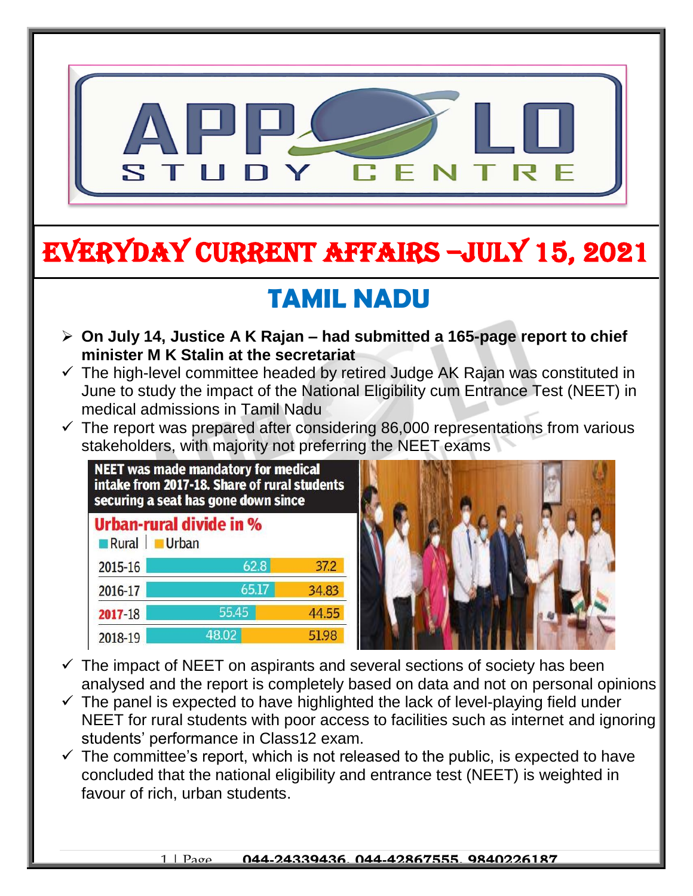# EVERYDAY CURRENT AFFAIRS –JULY 15, 2021

## TAMIL NADU

- **On July 14, Justice A K Rajan – had submitted a 165-page report to chief minister M K Stalin at the secretariat**
  - The high-level committee headed by retired Judge AK Rajan was constituted in June to study the impact of the National Eligibility cum Entrance Test (NEET) in medical admissions in Tamil Nadu
  - The report was prepared after considering 86,000 representations from various stakeholders, with majority not preferring the NEET exams

**NEET was made mandatory for medical intake from 2017-18. Share of rural students securing a seat has gone down since**

**Urban-rural divide in %**

| Year | Rural | Urban |
|---|---|---|
| 2015-16 | 62.8 | 37.2 |
| 2016-17 | 65.17 | 34.83 |
| 2017-18 | 55.45 | 44.55 |
| 2018-19 | 48.02 | 51.98 |

  - The impact of NEET on aspirants and several sections of society has been analysed and the report is completely based on data and not on personal opinions
  - The panel is expected to have highlighted the lack of level-playing field under NEET for rural students with poor access to facilities such as internet and ignoring students' performance in Class12 exam.
  - The committee's report, which is not released to the public, is expected to have concluded that the national eligibility and entrance test (NEET) is weighted in favour of rich, urban students.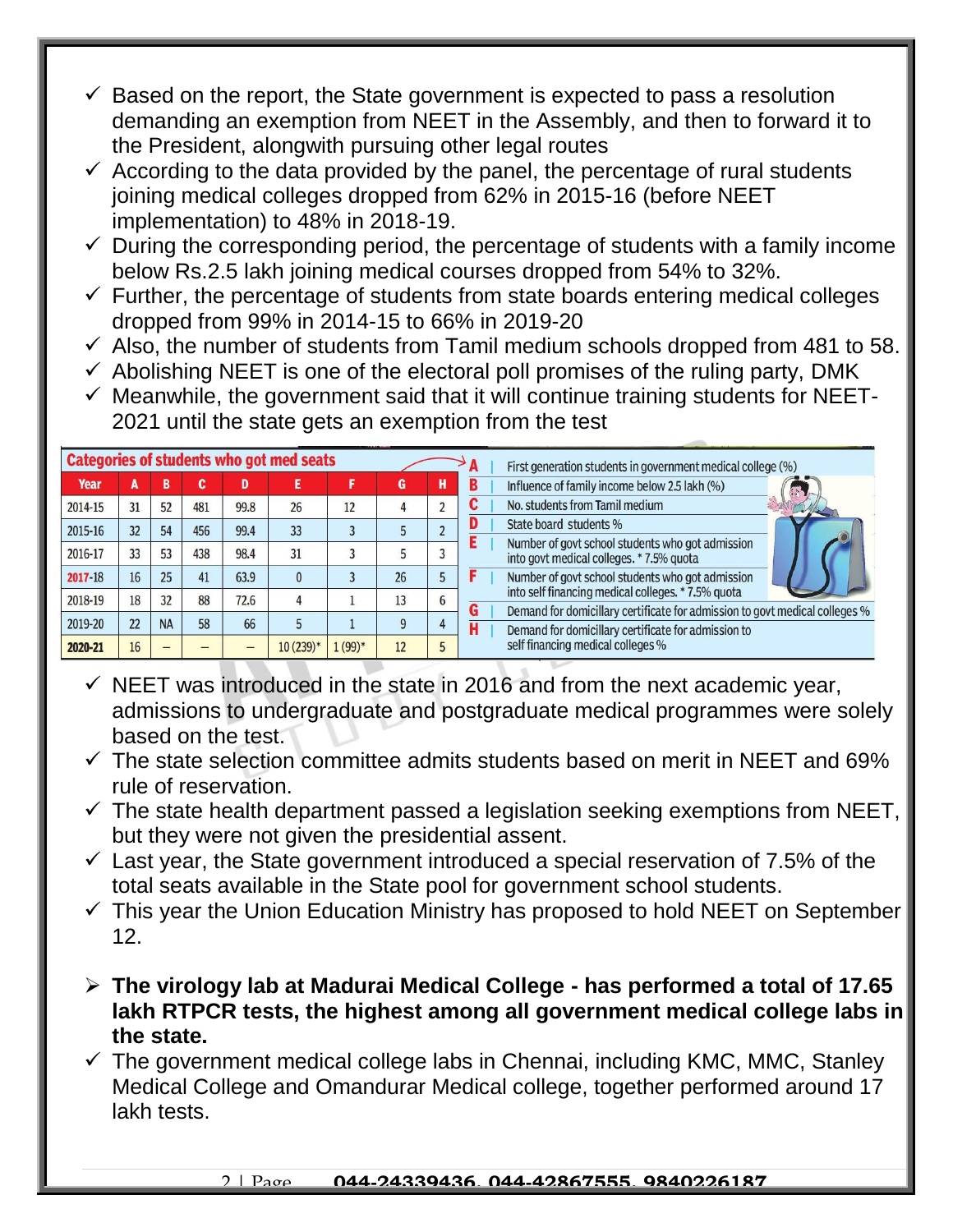- ✓ Based on the report, the State government is expected to pass a resolution demanding an exemption from NEET in the Assembly, and then to forward it to the President, alongwith pursuing other legal routes
- ✓ According to the data provided by the panel, the percentage of rural students joining medical colleges dropped from 62% in 2015-16 (before NEET implementation) to 48% in 2018-19.
- ✓ During the corresponding period, the percentage of students with a family income below Rs.2.5 lakh joining medical courses dropped from 54% to 32%.
- ✓ Further, the percentage of students from state boards entering medical colleges dropped from 99% in 2014-15 to 66% in 2019-20
- ✓ Also, the number of students from Tamil medium schools dropped from 481 to 58.
- ✓ Abolishing NEET is one of the electoral poll promises of the ruling party, DMK
- ✓ Meanwhile, the government said that it will continue training students for NEET-2021 until the state gets an exemption from the test

**Categories of students who got med seats**

| Year | A | B | C | D | E | F | G | H |
|---|---|---|---|---|---|---|---|---|
| 2014-15 | 31 | 52 | 481 | 99.8 | 26 | 12 | 4 | 2 |
| 2015-16 | 32 | 54 | 456 | 99.4 | 33 | 3 | 5 | 2 |
| 2016-17 | 33 | 53 | 438 | 98.4 | 31 | 3 | 5 | 3 |
| 2017-18 | 16 | 25 | 41 | 63.9 | 0 | 3 | 26 | 5 |
| 2018-19 | 18 | 32 | 88 | 72.6 | 4 | 1 | 13 | 6 |
| 2019-20 | 22 | NA | 58 | 66 | 5 | 1 | 9 | 4 |
| 2020-21 | 16 | – | – | – | 10 (239)* | 1 (99)* | 12 | 5 |

- A | First generation students in government medical college (%)
- B | Influence of family income below 2.5 lakh (%)
- C | No. students from Tamil medium
- D | State board students %
- E | Number of govt school students who got admission into govt medical colleges. * 7.5% quota
- F | Number of govt school students who got admission into self financing medical colleges. * 7.5% quota
- G | Demand for domicillary certificate for admission to govt medical colleges %
- H | Demand for domicillary certificate for admission to self financing medical colleges %

- ✓ NEET was introduced in the state in 2016 and from the next academic year, admissions to undergraduate and postgraduate medical programmes were solely based on the test.
- ✓ The state selection committee admits students based on merit in NEET and 69% rule of reservation.
- ✓ The state health department passed a legislation seeking exemptions from NEET, but they were not given the presidential assent.
- ✓ Last year, the State government introduced a special reservation of 7.5% of the total seats available in the State pool for government school students.
- ✓ This year the Union Education Ministry has proposed to hold NEET on September 12.

➢ **The virology lab at Madurai Medical College - has performed a total of 17.65 lakh RTPCR tests, the highest among all government medical college labs in the state.**

- ✓ The government medical college labs in Chennai, including KMC, MMC, Stanley Medical College and Omandurar Medical college, together performed around 17 lakh tests.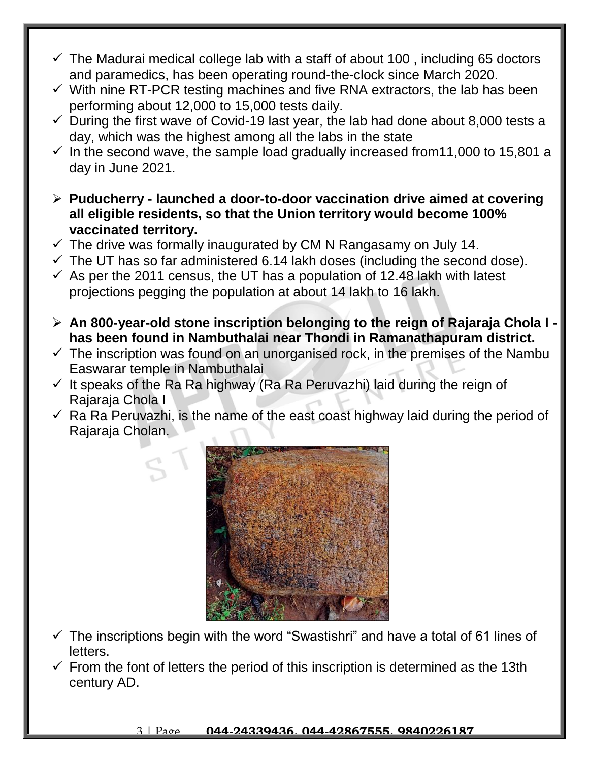- The Madurai medical college lab with a staff of about 100 , including 65 doctors and paramedics, has been operating round-the-clock since March 2020.
- With nine RT-PCR testing machines and five RNA extractors, the lab has been performing about 12,000 to 15,000 tests daily.
- During the first wave of Covid-19 last year, the lab had done about 8,000 tests a day, which was the highest among all the labs in the state
- In the second wave, the sample load gradually increased from11,000 to 15,801 a day in June 2021.

- **Puducherry - launched a door-to-door vaccination drive aimed at covering all eligible residents, so that the Union territory would become 100% vaccinated territory.**
- The drive was formally inaugurated by CM N Rangasamy on July 14.
- The UT has so far administered 6.14 lakh doses (including the second dose).
- As per the 2011 census, the UT has a population of 12.48 lakh with latest projections pegging the population at about 14 lakh to 16 lakh.

- **An 800-year-old stone inscription belonging to the reign of Rajaraja Chola I - has been found in Nambuthalai near Thondi in Ramanathapuram district.**
- The inscription was found on an unorganised rock, in the premises of the Nambu Easwarar temple in Nambuthalai
- It speaks of the Ra Ra highway (Ra Ra Peruvazhi) laid during the reign of Rajaraja Chola I
- Ra Ra Peruvazhi, is the name of the east coast highway laid during the period of Rajaraja Cholan.

- The inscriptions begin with the word "Swastishri" and have a total of 61 lines of letters.
- From the font of letters the period of this inscription is determined as the 13th century AD.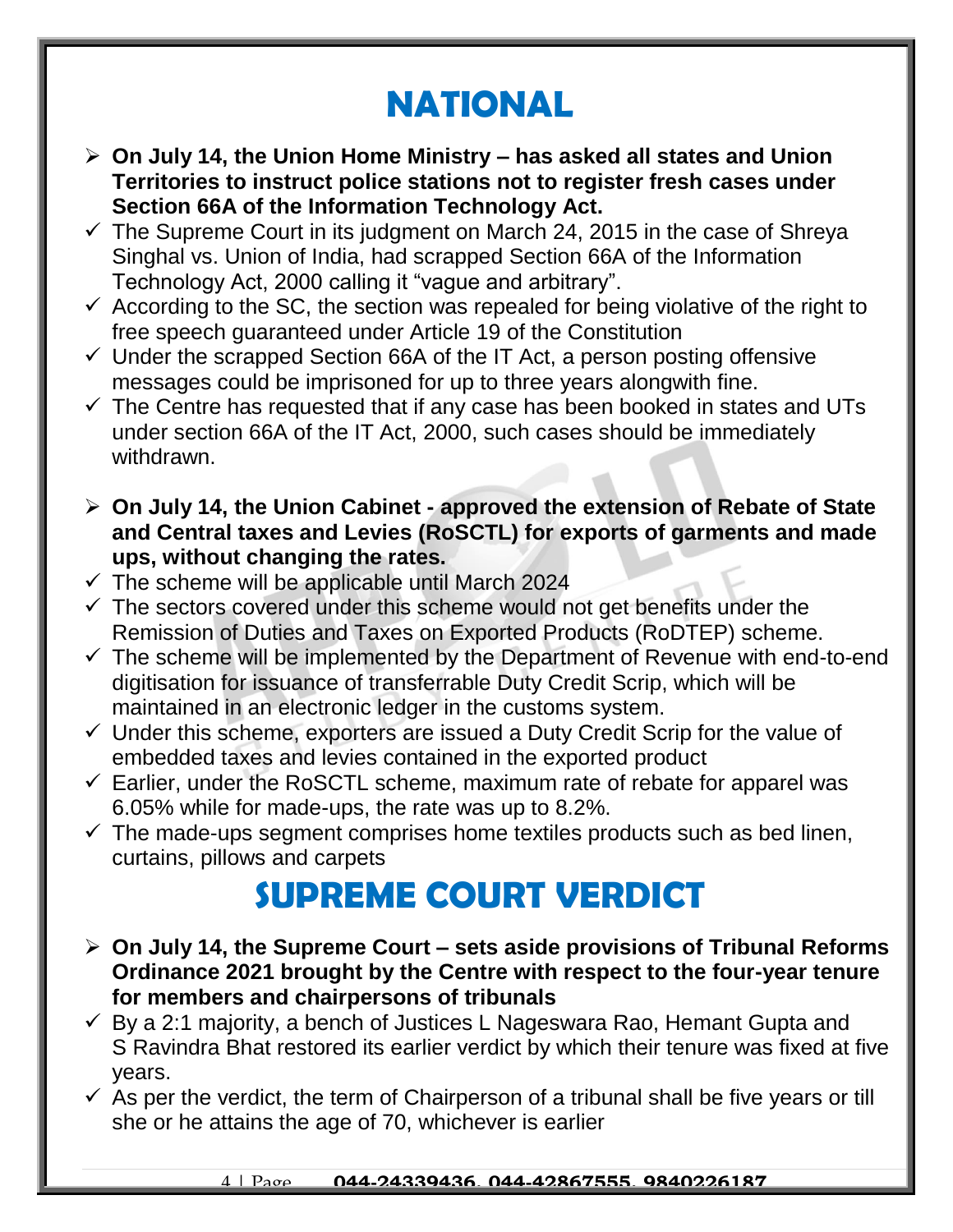# NATIONAL

- **On July 14, the Union Home Ministry – has asked all states and Union Territories to instruct police stations not to register fresh cases under Section 66A of the Information Technology Act.**
  - ✓ The Supreme Court in its judgment on March 24, 2015 in the case of Shreya Singhal vs. Union of India, had scrapped Section 66A of the Information Technology Act, 2000 calling it "vague and arbitrary".
  - ✓ According to the SC, the section was repealed for being violative of the right to free speech guaranteed under Article 19 of the Constitution
  - ✓ Under the scrapped Section 66A of the IT Act, a person posting offensive messages could be imprisoned for up to three years alongwith fine.
  - ✓ The Centre has requested that if any case has been booked in states and UTs under section 66A of the IT Act, 2000, such cases should be immediately withdrawn.

- **On July 14, the Union Cabinet - approved the extension of Rebate of State and Central taxes and Levies (RoSCTL) for exports of garments and made ups, without changing the rates.**
  - ✓ The scheme will be applicable until March 2024
  - ✓ The sectors covered under this scheme would not get benefits under the Remission of Duties and Taxes on Exported Products (RoDTEP) scheme.
  - ✓ The scheme will be implemented by the Department of Revenue with end-to-end digitisation for issuance of transferrable Duty Credit Scrip, which will be maintained in an electronic ledger in the customs system.
  - ✓ Under this scheme, exporters are issued a Duty Credit Scrip for the value of embedded taxes and levies contained in the exported product
  - ✓ Earlier, under the RoSCTL scheme, maximum rate of rebate for apparel was 6.05% while for made-ups, the rate was up to 8.2%.
  - ✓ The made-ups segment comprises home textiles products such as bed linen, curtains, pillows and carpets

# SUPREME COURT VERDICT

- **On July 14, the Supreme Court – sets aside provisions of Tribunal Reforms Ordinance 2021 brought by the Centre with respect to the four-year tenure for members and chairpersons of tribunals**
  - ✓ By a 2:1 majority, a bench of Justices L Nageswara Rao, Hemant Gupta and S Ravindra Bhat restored its earlier verdict by which their tenure was fixed at five years.
  - ✓ As per the verdict, the term of Chairperson of a tribunal shall be five years or till she or he attains the age of 70, whichever is earlier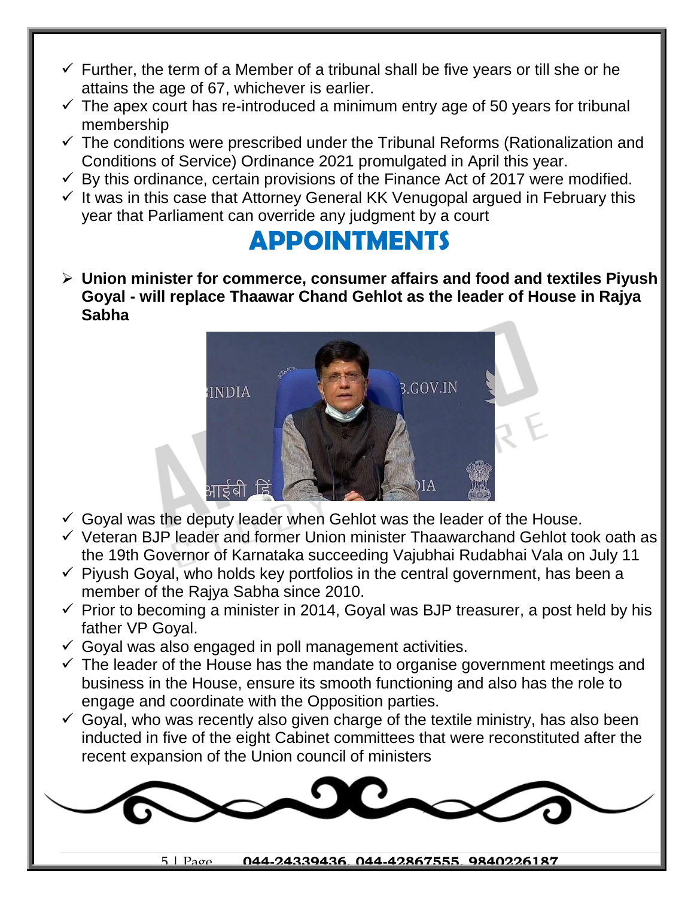- ✓ Further, the term of a Member of a tribunal shall be five years or till she or he attains the age of 67, whichever is earlier.
- ✓ The apex court has re-introduced a minimum entry age of 50 years for tribunal membership
- ✓ The conditions were prescribed under the Tribunal Reforms (Rationalization and Conditions of Service) Ordinance 2021 promulgated in April this year.
- ✓ By this ordinance, certain provisions of the Finance Act of 2017 were modified.
- ✓ It was in this case that Attorney General KK Venugopal argued in February this year that Parliament can override any judgment by a court

# APPOINTMENTS

- **Union minister for commerce, consumer affairs and food and textiles Piyush Goyal - will replace Thaawar Chand Gehlot as the leader of House in Rajya Sabha**

- ✓ Goyal was the deputy leader when Gehlot was the leader of the House.
- ✓ Veteran BJP leader and former Union minister Thaawarchand Gehlot took oath as the 19th Governor of Karnataka succeeding Vajubhai Rudabhai Vala on July 11
- ✓ Piyush Goyal, who holds key portfolios in the central government, has been a member of the Rajya Sabha since 2010.
- ✓ Prior to becoming a minister in 2014, Goyal was BJP treasurer, a post held by his father VP Goyal.
- ✓ Goyal was also engaged in poll management activities.
- ✓ The leader of the House has the mandate to organise government meetings and business in the House, ensure its smooth functioning and also has the role to engage and coordinate with the Opposition parties.
- ✓ Goyal, who was recently also given charge of the textile ministry, has also been inducted in five of the eight Cabinet committees that were reconstituted after the recent expansion of the Union council of ministers